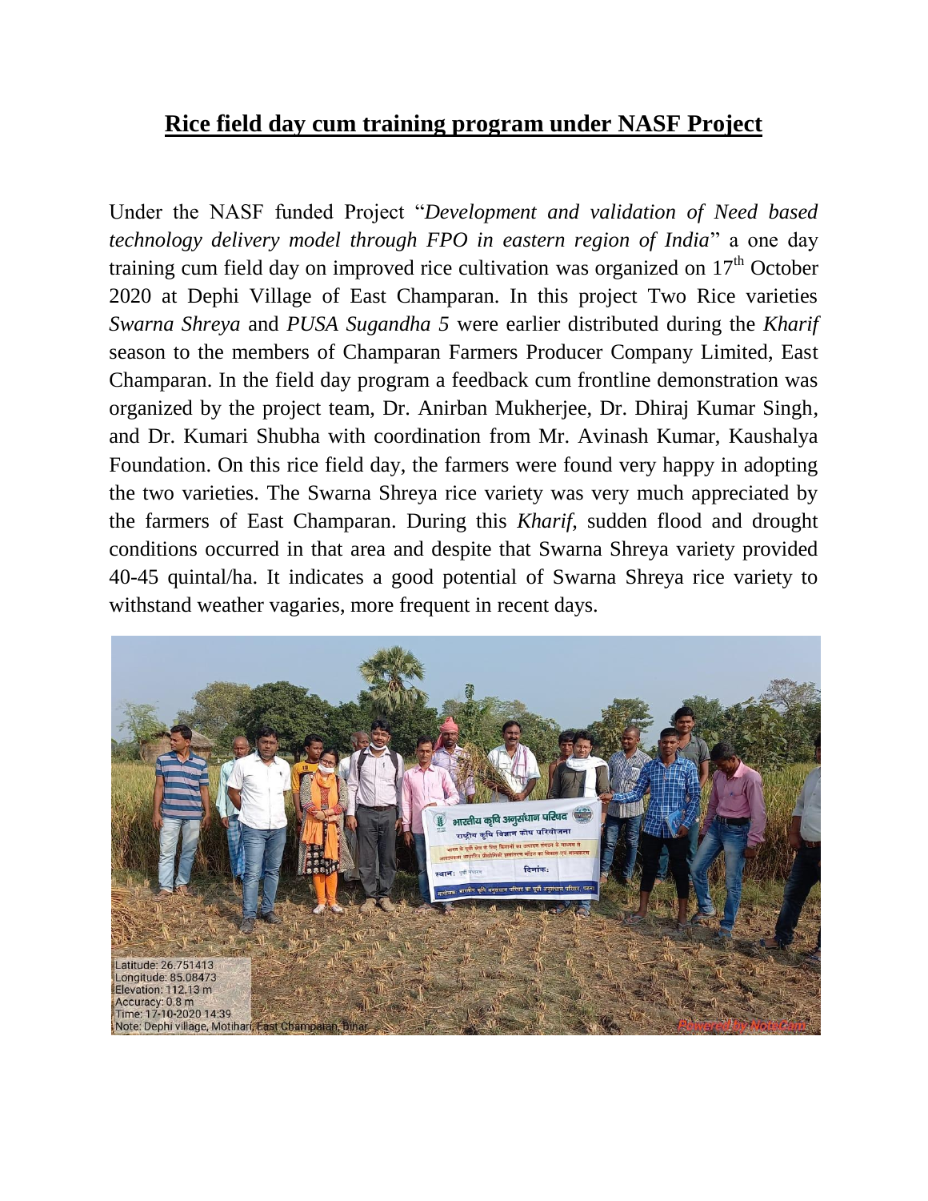# Rice field day cum training program under NASF Project

Under the NASF funded Project "*Development and validation of Need based technology delivery model through FPO in eastern region of India*" a one day training cum field day on improved rice cultivation was organized on 17[th] October 2020 at Dephi Village of East Champaran. In this project Two Rice varieties *Swarna Shreya* and *PUSA Sugandha 5* were earlier distributed during the *Kharif* season to the members of Champaran Farmers Producer Company Limited, East Champaran. In the field day program a feedback cum frontline demonstration was organized by the project team, Dr. Anirban Mukherjee, Dr. Dhiraj Kumar Singh, and Dr. Kumari Shubha with coordination from Mr. Avinash Kumar, Kaushalya Foundation. On this rice field day, the farmers were found very happy in adopting the two varieties. The Swarna Shreya rice variety was very much appreciated by the farmers of East Champaran. During this *Kharif,* sudden flood and drought conditions occurred in that area and despite that Swarna Shreya variety provided 40-45 quintal/ha. It indicates a good potential of Swarna Shreya rice variety to withstand weather vagaries, more frequent in recent days.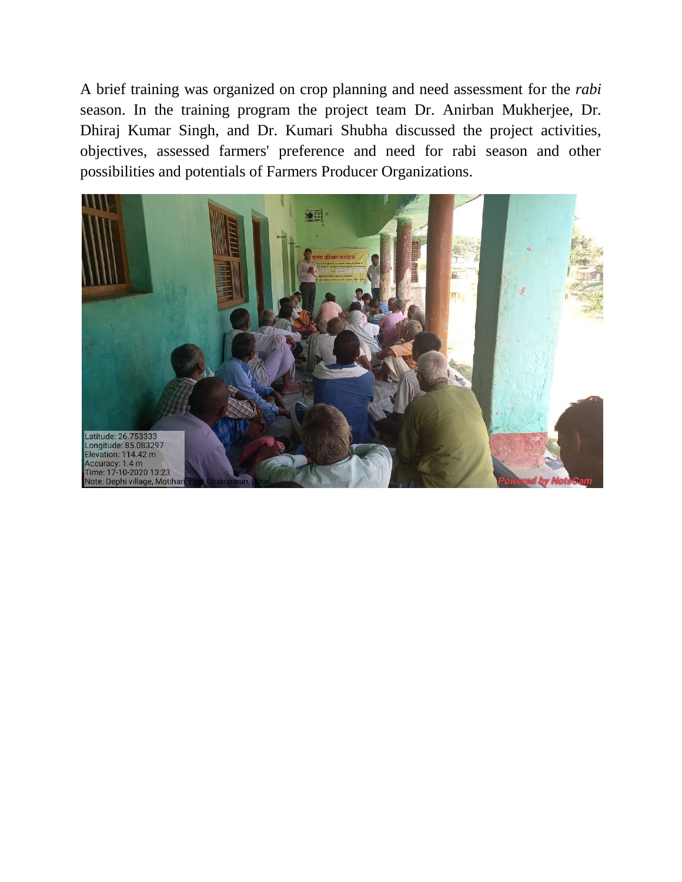A brief training was organized on crop planning and need assessment for the *rabi* season. In the training program the project team Dr. Anirban Mukherjee, Dr. Dhiraj Kumar Singh, and Dr. Kumari Shubha discussed the project activities, objectives, assessed farmers' preference and need for rabi season and other possibilities and potentials of Farmers Producer Organizations.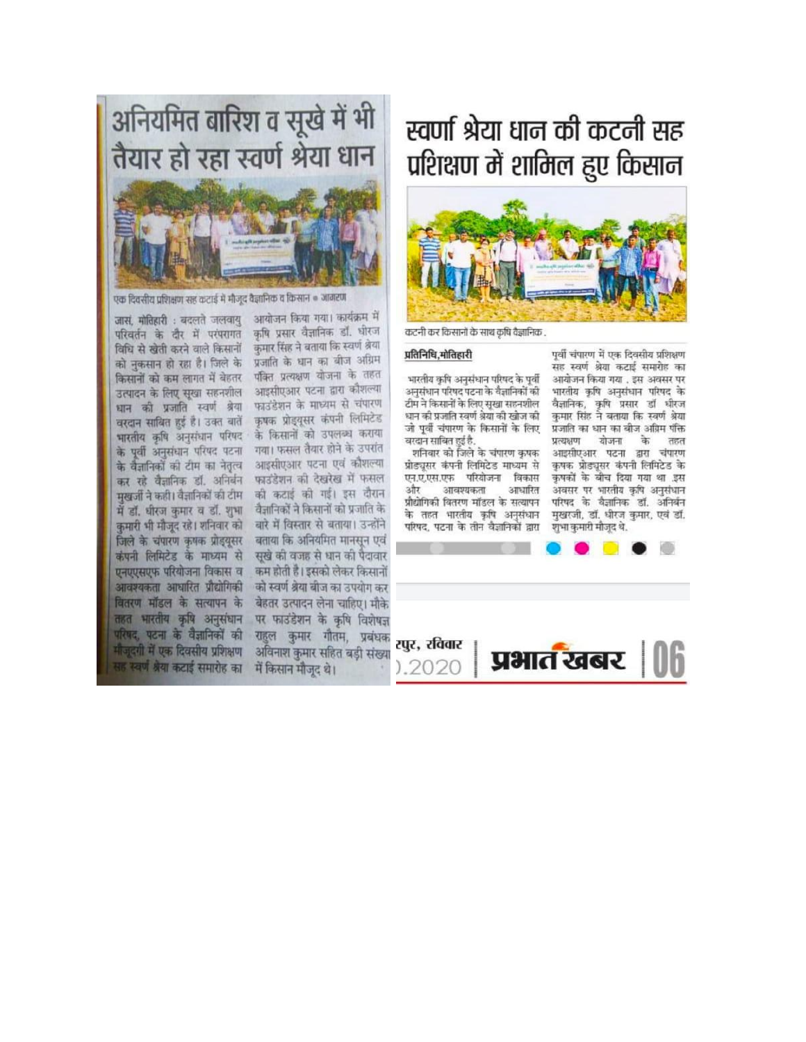# अनियमित बारिश व सूखे में भी तैयार हो रहा स्वर्ण श्रेया धान

एक दिवसीय प्रशिक्षण सह कटाई में मौजूद वैज्ञानिक व किसान • जागरण

जासं, मोतिहारी : बदलते जलवायु परिवर्तन के दौर में परंपरागत विधि से खेती करने वाले किसानों को नुकसान हो रहा है। जिले के किसानों को कम लागत में बेहतर उत्पादन के लिए सूखा सहनशील धान की प्रजाति स्वर्ण श्रेया वरदान साबित हुई है। उक्त बातें भारतीय कृषि अनुसंधान परिषद के पूर्वी अनुसंधान परिषद पटना के वैज्ञानिकों की टीम का नेतृत्व कर रहे वैज्ञानिक डॉ. अनिर्बन मुखर्जी ने कही। वैज्ञानिकों की टीम में डॉ. धीरज कुमार व डॉ. शुभा कुमारी भी मौजूद रहे। शनिवार को जिले के चंपारण कृषक प्रोड्यूसर कंपनी लिमिटेड के माध्यम से एनएएसएफ परियोजना विकास व आवश्यकता आधारित प्रौद्योगिकी वितरण मॉडल के सत्यापन के तहत भारतीय कृषि अनुसंधान परिषद, पटना के वैज्ञानिकों की मौजूदगी में एक दिवसीय प्रशिक्षण सह स्वर्ण श्रेया कटाई समारोह का आयोजन किया गया। कार्यक्रम में कृषि प्रसार वैज्ञानिक डॉ. धीरज कुमार सिंह ने बताया कि स्वर्ण श्रेया प्रजाति के धान का बीज अग्रिम पंक्ति प्रत्यक्षण योजना के तहत आइसीएआर पटना द्वारा कौशल्या फाउंडेशन के माध्यम से चंपारण कृषक प्रोड्यूसर कंपनी लिमिटेड के किसानों को उपलब्ध कराया गया। फसल तैयार होने के उपरांत आइसीएआर पटना एवं कौशल्या फाउंडेशन की देखरेख में फसल की कटाई की गई। इस दौरान वैज्ञानिकों ने किसानों को प्रजाति के बारे में विस्तार से बताया। उन्होंने बताया कि अनियमित मानसून एवं सूखे की वजह से धान की पैदावार कम होती है। इसको लेकर किसानों को स्वर्ण श्रेया बीज का उपयोग कर बेहतर उत्पादन लेना चाहिए। मौके पर फाउंडेशन के कृषि विशेषज्ञ राहुल कुमार गौतम, प्रबंधक अविनाश कुमार सहित बड़ी संख्या में किसान मौजूद थे।

# स्वर्णा श्रेया धान की कटनी सह प्रशिक्षण में शामिल हुए किसान

कटनी कर किसानों के साथ कृषि वैज्ञानिक.

**प्रतिनिधि, मोतिहारी**

भारतीय कृषि अनुसंधान परिषद के पूर्वी अनुसंधान परिषद पटना के वैज्ञानिकों की टीम ने किसानों के लिए सूखा सहनशील धान की प्रजाति स्वर्ण श्रेया की खोज की जो पूर्वी चंपारण के किसानों के लिए वरदान साबित हुई है.

शनिवार को जिले के चंपारण कृषक प्रोड्यूसर कंपनी लिमिटेड माध्यम से एन.ए.एस.एफ परियोजना विकास और आवश्यकता आधारित प्रौद्योगिकी वितरण मॉडल के सत्यापन के तहत भारतीय कृषि अनुसंधान परिषद, पटना के तीन वैज्ञानिकों द्वारा पूर्वी चंपारण में एक दिवसीय प्रशिक्षण सह स्वर्ण श्रेया कटाई समारोह का आयोजन किया गया . इस अवसर पर भारतीय कृषि अनुसंधान परिषद के वैज्ञानिक, कृषि प्रसार डॉ. धीरज कुमार सिंह ने बताया कि स्वर्ण श्रेया प्रजाति का धान का बीज अग्रिम पंक्ति प्रत्यक्षण योजना के तहत आइसीएआर पटना द्वारा चंपारण कृषक प्रोड्यूसर कंपनी लिमिटेड के कृषकों के बीच दिया गया था .इस अवसर पर भारतीय कृषि अनुसंधान परिषद के वैज्ञानिक डॉ. अनिर्बन मुखरजी, डॉ. धीरज कुमार, एवं डॉ. शुभा कुमारी मौजूद थे.

रपुर, रविवार
).2020 | प्रभात खबर | 06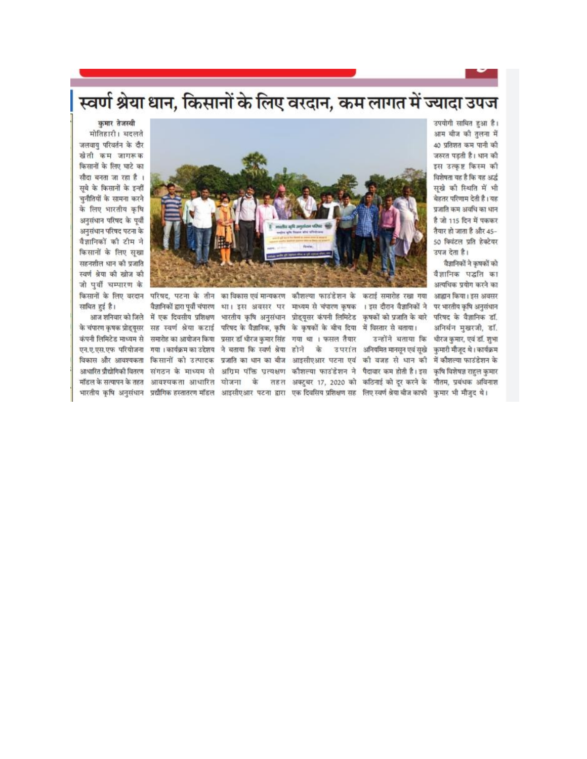# स्वर्ण श्रेया धान, किसानों के लिए वरदान, कम लागत में ज्यादा उपज

**कुमार तेजस्वी**

मोतिहारी। बदलते जलवायु परिवर्तन के दौर खेती कम जागरूक किसानों के लिए घाटे का सौदा बनता जा रहा है । सूबे के किसानों के इन्हीं चुनौतियों के सामना करने के लिए भारतीय कृषि अनुसंधान परिषद के पूर्वी अनुसंधान परिषद पटना के वैज्ञानिकों की टीम ने किसानों के लिए सूखा सहनशील धान की प्रजाति स्वर्ण श्रेया की खोज की जो पुर्वी चम्पारण के किसानों के लिए वरदान साबित हुई है।

आज शनिवार को जिले के चंपारण कृषक प्रोड्यूसर कंपनी लिमिटेड माध्यम से एन.ए.एस.एफ परियोजना विकास और आवश्यकता आधारित प्रौद्योगिकी वितरण मॉडल के सत्यापन के तहत भारतीय कृषि अनुसंधान परिषद, पटना के तीन वैज्ञानिकों द्वारा पूर्वी चंपारण में एक दिवसीय प्रशिक्षण सह स्वर्ण श्रेया कटाई समारोह का आयोजन किया गया। कार्यक्रम का उद्देश्य किसानों को उत्पादक संगठन के माध्यम से आवश्यकता आधारित प्रौद्योगिक हस्तातरण मॉडल का विकास एवं मान्यकरण था। इस अवसर पर भारतीय कृषि अनुसंधान परिषद के वैज्ञानिक, कृषि प्रसार डॉ धीरज कुमार सिंह ने बताया कि स्वर्ण श्रेया प्रजाति का धान का बीज अग्रिम पंक्ति प्रत्यक्षण योजना के तहत आइसीएआर पटना द्वारा कौशल्या फाउंडेशन के माध्यम से चंपारण कृषक प्रोड्यूसर कंपनी लिमिटेड के कृषकों के बीच दिया गया था । फसल तैयार होने के उपरांत आइसीएआर पटना एवं कौशल्या फाउंडेशन ने अक्टूबर 17, 2020 को एक दिवसिय प्रशिक्षण सह कटाई समारोह रखा गया । इस दौरान वैज्ञानिकों ने कृषकों को प्रजाति के बारे में विस्तार से बताया।

उन्होंने बताया कि अनियमित मानसून एवं सूखे की वजह से धान की पैदावार कम होती है। इस कठिनाई को दूर करने के लिए स्वर्ण श्रेया बीज काफी उपयोगी साबित हुआ है। आम बीज की तुलना में 40 प्रतिशत कम पानी की जरुरत पड़ती है। धान की इस उत्कृष्ट किस्म की विशेषता यह है कि यह अर्द्ध सूखे की स्थिति में भी बेहतर परिणाम देती है। यह प्रजाति कम अवधि का धान है जो 115 दिन में पककर तैयार हो जाता है और 45-50 क्विंटल प्रति हेक्टेयर उपज देता है।

वैज्ञानिकों ने कृषकों को वैज्ञानिक पद्धति का अत्यधिक प्रयोग करने का आह्वान किया। इस अवसर पर भारतीय कृषि अनुसंधान परिषद के वैज्ञानिक डॉ. अनिर्बन मुखरजी, डॉ. धीरज कुमार, एवं डॉ. शुभा कुमारी मौजूद थे। कार्यक्रम में कौशल्या फाउंडेशन के कृषि विशेषज्ञ राहुल कुमार गौतम, प्रबंधक अविनाश कुमार भी मौजुद थे।